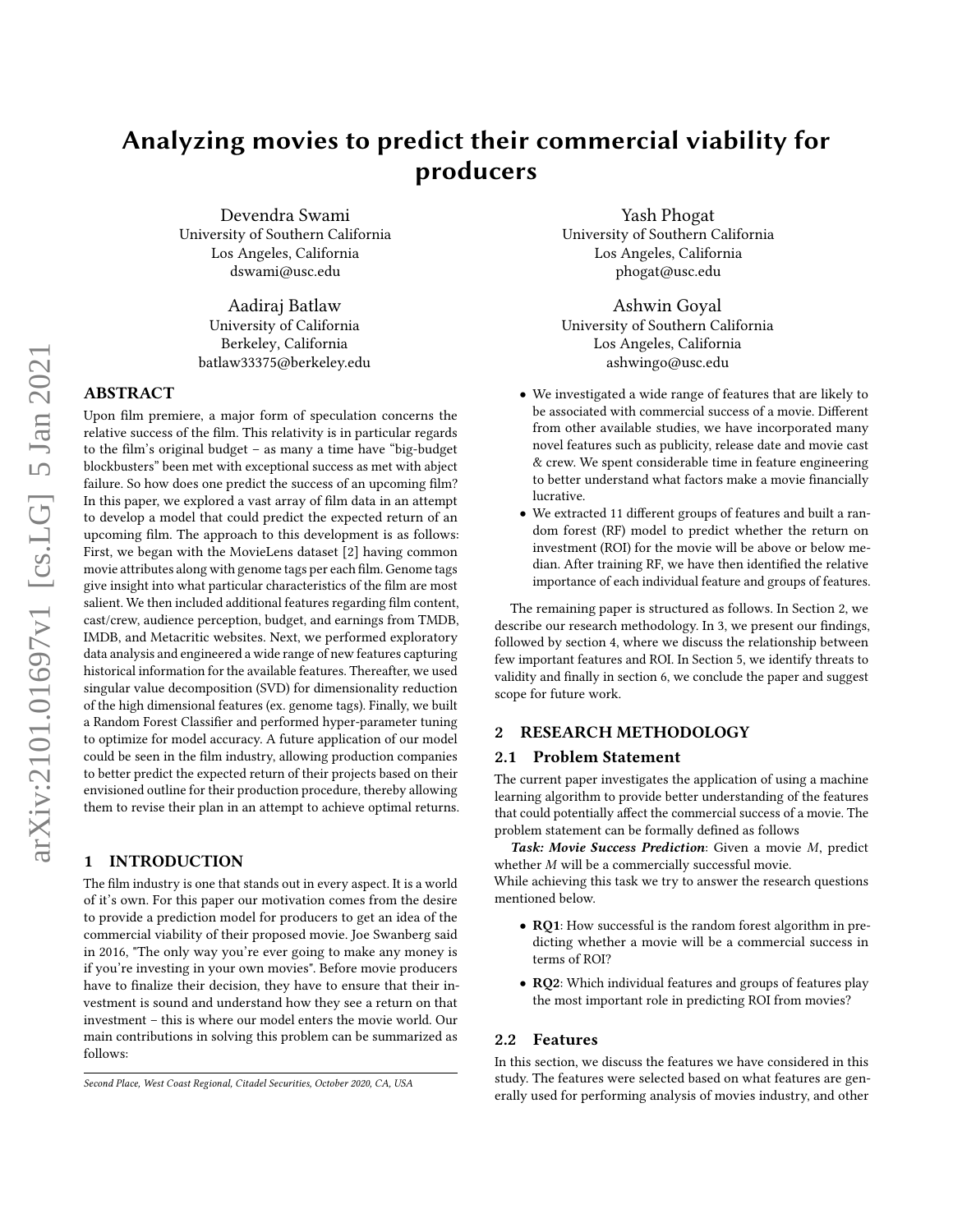# Analyzing movies to predict their commercial viability for producers

Devendra Swami
University of Southern California
Los Angeles, California
dswami@usc.edu

Yash Phogat
University of Southern California
Los Angeles, California
phogat@usc.edu

Aadiraj Batlaw
University of California
Berkeley, California
batlaw33375@berkeley.edu

Ashwin Goyal
University of Southern California
Los Angeles, California
ashwingo@usc.edu

## ABSTRACT

Upon film premiere, a major form of speculation concerns the relative success of the film. This relativity is in particular regards to the film's original budget – as many a time have "big-budget blockbusters" been met with exceptional success as met with abject failure. So how does one predict the success of an upcoming film? In this paper, we explored a vast array of film data in an attempt to develop a model that could predict the expected return of an upcoming film. The approach to this development is as follows: First, we began with the MovieLens dataset [2] having common movie attributes along with genome tags per each film. Genome tags give insight into what particular characteristics of the film are most salient. We then included additional features regarding film content, cast/crew, audience perception, budget, and earnings from TMDB, IMDB, and Metacritic websites. Next, we performed exploratory data analysis and engineered a wide range of new features capturing historical information for the available features. Thereafter, we used singular value decomposition (SVD) for dimensionality reduction of the high dimensional features (ex. genome tags). Finally, we built a Random Forest Classifier and performed hyper-parameter tuning to optimize for model accuracy. A future application of our model could be seen in the film industry, allowing production companies to better predict the expected return of their projects based on their envisioned outline for their production procedure, thereby allowing them to revise their plan in an attempt to achieve optimal returns.

## 1 INTRODUCTION

The film industry is one that stands out in every aspect. It is a world of it's own. For this paper our motivation comes from the desire to provide a prediction model for producers to get an idea of the commercial viability of their proposed movie. Joe Swanberg said in 2016, "The only way you're ever going to make any money is if you're investing in your own movies". Before movie producers have to finalize their decision, they have to ensure that their investment is sound and understand how they see a return on that investment – this is where our model enters the movie world. Our main contributions in solving this problem can be summarized as follows:

- We investigated a wide range of features that are likely to be associated with commercial success of a movie. Different from other available studies, we have incorporated many novel features such as publicity, release date and movie cast & crew. We spent considerable time in feature engineering to better understand what factors make a movie financially lucrative.
- We extracted 11 different groups of features and built a random forest (RF) model to predict whether the return on investment (ROI) for the movie will be above or below median. After training RF, we have then identified the relative importance of each individual feature and groups of features.

The remaining paper is structured as follows. In Section 2, we describe our research methodology. In 3, we present our findings, followed by section 4, where we discuss the relationship between few important features and ROI. In Section 5, we identify threats to validity and finally in section 6, we conclude the paper and suggest scope for future work.

## 2 RESEARCH METHODOLOGY

### 2.1 Problem Statement

The current paper investigates the application of using a machine learning algorithm to provide better understanding of the features that could potentially affect the commercial success of a movie. The problem statement can be formally defined as follows

***Task: Movie Success Prediction***: Given a movie *M*, predict whether *M* will be a commercially successful movie.

While achieving this task we try to answer the research questions mentioned below.

- **RQ1**: How successful is the random forest algorithm in predicting whether a movie will be a commercial success in terms of ROI?
- **RQ2**: Which individual features and groups of features play the most important role in predicting ROI from movies?

### 2.2 Features

In this section, we discuss the features we have considered in this study. The features were selected based on what features are generally used for performing analysis of movies industry, and other

*Second Place, West Coast Regional, Citadel Securities, October 2020, CA, USA*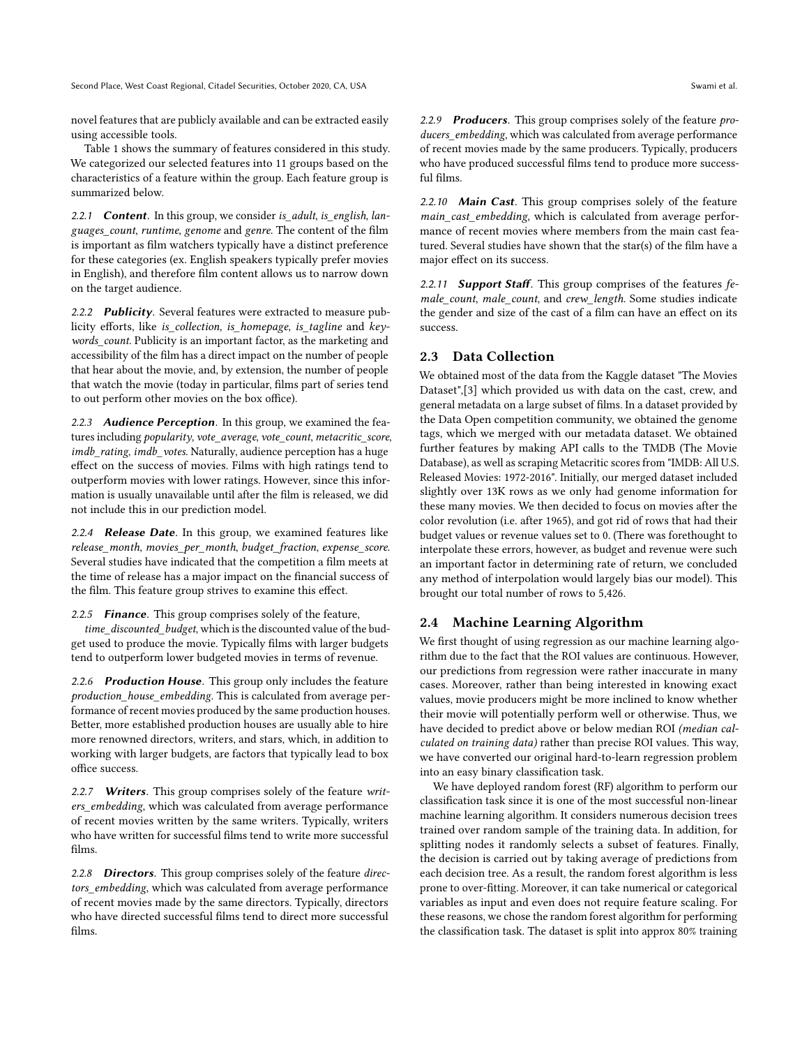novel features that are publicly available and can be extracted easily using accessible tools.

Table 1 shows the summary of features considered in this study. We categorized our selected features into 11 groups based on the characteristics of a feature within the group. Each feature group is summarized below.

#### 2.2.1 *Content*.

In this group, we consider *is_adult*, *is_english*, *languages_count*, *runtime*, *genome* and *genre*. The content of the film is important as film watchers typically have a distinct preference for these categories (ex. English speakers typically prefer movies in English), and therefore film content allows us to narrow down on the target audience.

#### 2.2.2 *Publicity*.

Several features were extracted to measure publicity efforts, like *is_collection*, *is_homepage*, *is_tagline* and *keywords_count*. Publicity is an important factor, as the marketing and accessibility of the film has a direct impact on the number of people that hear about the movie, and, by extension, the number of people that watch the movie (today in particular, films part of series tend to out perform other movies on the box office).

#### 2.2.3 *Audience Perception*.

In this group, we examined the features including *popularity*, *vote_average*, *vote_count*, *metacritic_score*, *imdb_rating*, *imdb_votes*. Naturally, audience perception has a huge effect on the success of movies. Films with high ratings tend to outperform movies with lower ratings. However, since this information is usually unavailable until after the film is released, we did not include this in our prediction model.

#### 2.2.4 *Release Date*.

In this group, we examined features like *release_month*, *movies_per_month*, *budget_fraction*, *expense_score*. Several studies have indicated that the competition a film meets at the time of release has a major impact on the financial success of the film. This feature group strives to examine this effect.

#### 2.2.5 *Finance*.

This group comprises solely of the feature, *time_discounted_budget*, which is the discounted value of the budget used to produce the movie. Typically films with larger budgets tend to outperform lower budgeted movies in terms of revenue.

#### 2.2.6 *Production House*.

This group only includes the feature *production_house_embedding*. This is calculated from average performance of recent movies produced by the same production houses. Better, more established production houses are usually able to hire more renowned directors, writers, and stars, which, in addition to working with larger budgets, are factors that typically lead to box office success.

#### 2.2.7 *Writers*.

This group comprises solely of the feature *writers_embedding*, which was calculated from average performance of recent movies written by the same writers. Typically, writers who have written for successful films tend to write more successful films.

#### 2.2.8 *Directors*.

This group comprises solely of the feature *directors_embedding*, which was calculated from average performance of recent movies made by the same directors. Typically, directors who have directed successful films tend to direct more successful films.

#### 2.2.9 *Producers*.

This group comprises solely of the feature *producers_embedding*, which was calculated from average performance of recent movies made by the same producers. Typically, producers who have produced successful films tend to produce more successful films.

#### 2.2.10 *Main Cast*.

This group comprises solely of the feature *main_cast_embedding*, which is calculated from average performance of recent movies where members from the main cast featured. Several studies have shown that the star(s) of the film have a major effect on its success.

#### 2.2.11 *Support Staff*.

This group comprises of the features *female_count*, *male_count*, and *crew_length*. Some studies indicate the gender and size of the cast of a film can have an effect on its success.

## 2.3 Data Collection

We obtained most of the data from the Kaggle dataset "The Movies Dataset",[3] which provided us with data on the cast, crew, and general metadata on a large subset of films. In a dataset provided by the Data Open competition community, we obtained the genome tags, which we merged with our metadata dataset. We obtained further features by making API calls to the TMDB (The Movie Database), as well as scraping Metacritic scores from "IMDB: All U.S. Released Movies: 1972-2016". Initially, our merged dataset included slightly over 13K rows as we only had genome information for these many movies. We then decided to focus on movies after the color revolution (i.e. after 1965), and got rid of rows that had their budget values or revenue values set to 0. (There was forethought to interpolate these errors, however, as budget and revenue were such an important factor in determining rate of return, we concluded any method of interpolation would largely bias our model). This brought our total number of rows to 5,426.

## 2.4 Machine Learning Algorithm

We first thought of using regression as our machine learning algorithm due to the fact that the ROI values are continuous. However, our predictions from regression were rather inaccurate in many cases. Moreover, rather than being interested in knowing exact values, movie producers might be more inclined to know whether their movie will potentially perform well or otherwise. Thus, we have decided to predict above or below median ROI *(median calculated on training data)* rather than precise ROI values. This way, we have converted our original hard-to-learn regression problem into an easy binary classification task.

We have deployed random forest (RF) algorithm to perform our classification task since it is one of the most successful non-linear machine learning algorithm. It considers numerous decision trees trained over random sample of the training data. In addition, for splitting nodes it randomly selects a subset of features. Finally, the decision is carried out by taking average of predictions from each decision tree. As a result, the random forest algorithm is less prone to over-fitting. Moreover, it can take numerical or categorical variables as input and even does not require feature scaling. For these reasons, we chose the random forest algorithm for performing the classification task. The dataset is split into approx 80% training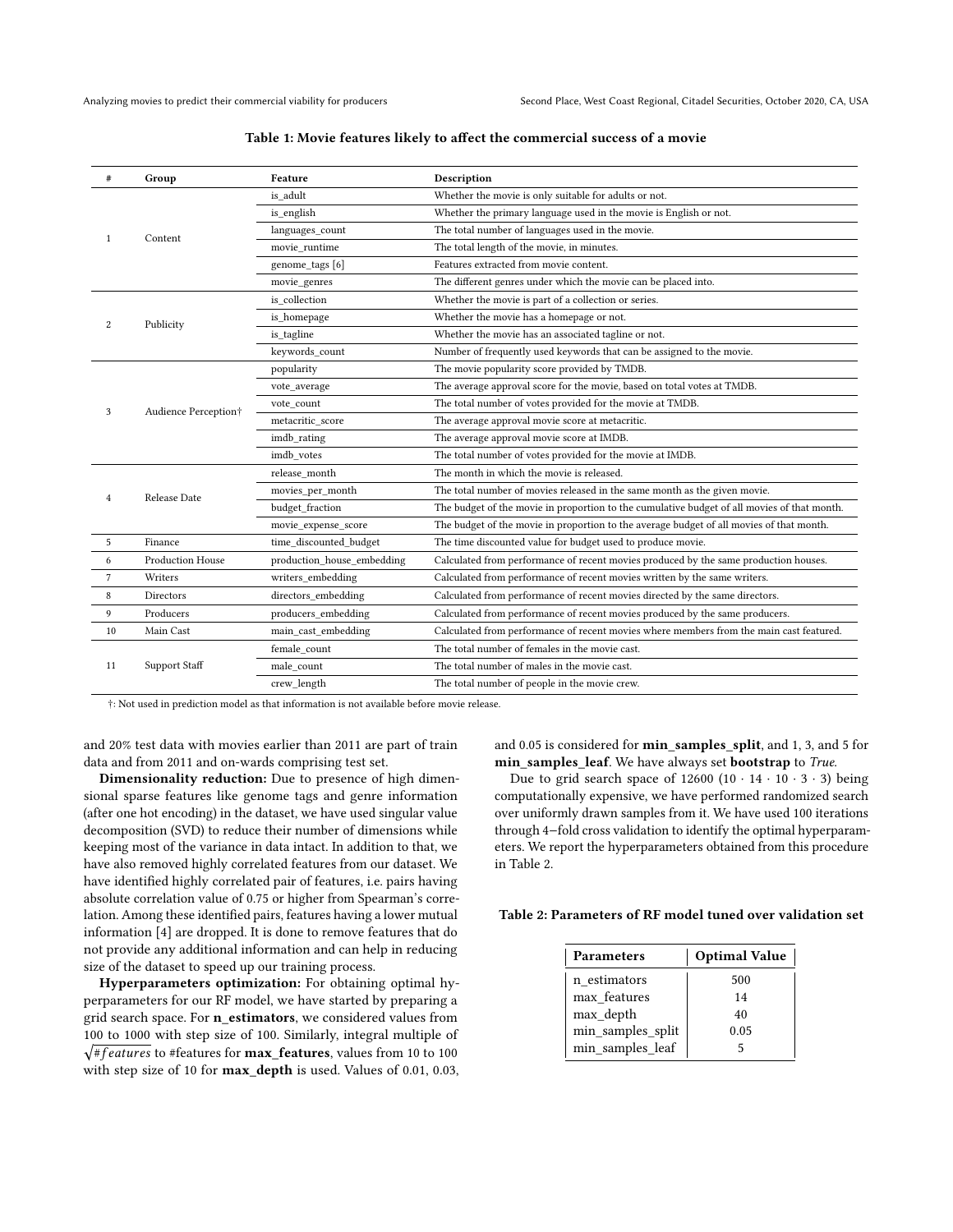**Table 1: Movie features likely to affect the commercial success of a movie**

| # | Group | Feature | Description |
|---|---|---|---|
| 1 | Content | is_adult | Whether the movie is only suitable for adults or not. |
| | | is_english | Whether the primary language used in the movie is English or not. |
| | | languages_count | The total number of languages used in the movie. |
| | | movie_runtime | The total length of the movie, in minutes. |
| | | genome_tags [6] | Features extracted from movie content. |
| | | movie_genres | The different genres under which the movie can be placed into. |
| 2 | Publicity | is_collection | Whether the movie is part of a collection or series. |
| | | is_homepage | Whether the movie has a homepage or not. |
| | | is_tagline | Whether the movie has an associated tagline or not. |
| | | keywords_count | Number of frequently used keywords that can be assigned to the movie. |
| 3 | Audience Perception† | popularity | The movie popularity score provided by TMDB. |
| | | vote_average | The average approval score for the movie, based on total votes at TMDB. |
| | | vote_count | The total number of votes provided for the movie at TMDB. |
| | | metacritic_score | The average approval movie score at metacritic. |
| | | imdb_rating | The average approval movie score at IMDB. |
| | | imdb_votes | The total number of votes provided for the movie at IMDB. |
| 4 | Release Date | release_month | The month in which the movie is released. |
| | | movies_per_month | The total number of movies released in the same month as the given movie. |
| | | budget_fraction | The budget of the movie in proportion to the cumulative budget of all movies of that month. |
| | | movie_expense_score | The budget of the movie in proportion to the average budget of all movies of that month. |
| 5 | Finance | time_discounted_budget | The time discounted value for budget used to produce movie. |
| 6 | Production House | production_house_embedding | Calculated from performance of recent movies produced by the same production houses. |
| 7 | Writers | writers_embedding | Calculated from performance of recent movies written by the same writers. |
| 8 | Directors | directors_embedding | Calculated from performance of recent movies directed by the same directors. |
| 9 | Producers | producers_embedding | Calculated from performance of recent movies produced by the same producers. |
| 10 | Main Cast | main_cast_embedding | Calculated from performance of recent movies where members from the main cast featured. |
| 11 | Support Staff | female_count | The total number of females in the movie cast. |
| | | male_count | The total number of males in the movie cast. |
| | | crew_length | The total number of people in the movie crew. |

†: Not used in prediction model as that information is not available before movie release.

and 20% test data with movies earlier than 2011 are part of train data and from 2011 and on-wards comprising test set.

**Dimensionality reduction:** Due to presence of high dimensional sparse features like genome tags and genre information (after one hot encoding) in the dataset, we have used singular value decomposition (SVD) to reduce their number of dimensions while keeping most of the variance in data intact. In addition to that, we have also removed highly correlated features from our dataset. We have identified highly correlated pair of features, i.e. pairs having absolute correlation value of 0.75 or higher from Spearman's correlation. Among these identified pairs, features having a lower mutual information [4] are dropped. It is done to remove features that do not provide any additional information and can help in reducing size of the dataset to speed up our training process.

**Hyperparameters optimization:** For obtaining optimal hyperparameters for our RF model, we have started by preparing a grid search space. For **n_estimators**, we considered values from 100 to 1000 with step size of 100. Similarly, integral multiple of $\sqrt{\#features}$ to #features for **max_features**, values from 10 to 100 with step size of 10 for **max_depth** is used. Values of 0.01, 0.03, and 0.05 is considered for **min_samples_split**, and 1, 3, and 5 for **min_samples_leaf**. We have always set **bootstrap** to *True*.

Due to grid search space of 12600 ($10 \cdot 14 \cdot 10 \cdot 3 \cdot 3$) being computationally expensive, we have performed randomized search over uniformly drawn samples from it. We have used 100 iterations through 4−fold cross validation to identify the optimal hyperparameters. We report the hyperparameters obtained from this procedure in Table 2.

**Table 2: Parameters of RF model tuned over validation set**

| Parameters | Optimal Value |
|---|---|
| n_estimators | 500 |
| max_features | 14 |
| max_depth | 40 |
| min_samples_split | 0.05 |
| min_samples_leaf | 5 |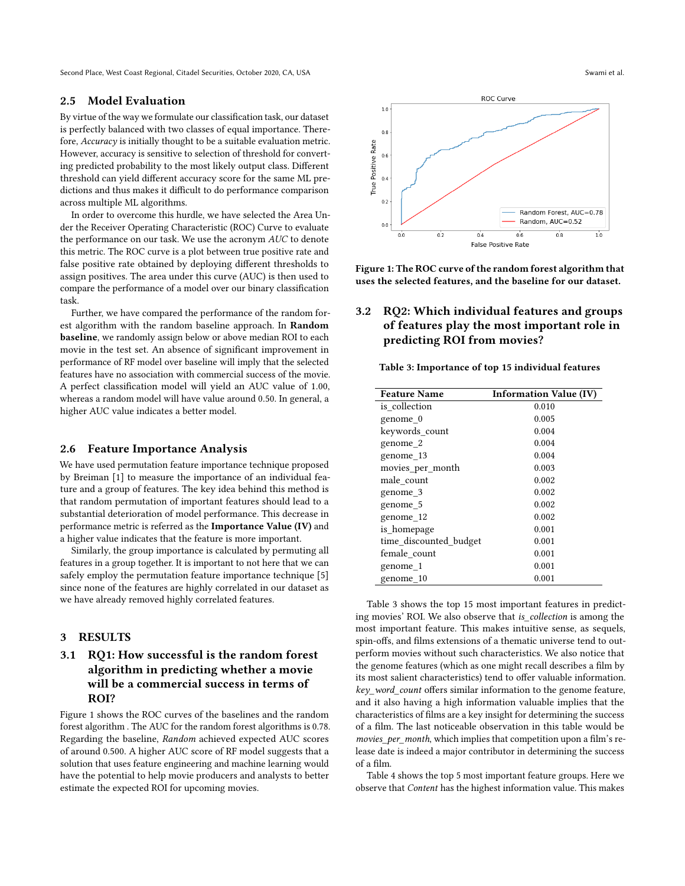### 2.5 Model Evaluation

By virtue of the way we formulate our classification task, our dataset is perfectly balanced with two classes of equal importance. Therefore, *Accuracy* is initially thought to be a suitable evaluation metric. However, accuracy is sensitive to selection of threshold for converting predicted probability to the most likely output class. Different threshold can yield different accuracy score for the same ML predictions and thus makes it difficult to do performance comparison across multiple ML algorithms.

In order to overcome this hurdle, we have selected the Area Under the Receiver Operating Characteristic (ROC) Curve to evaluate the performance on our task. We use the acronym *AUC* to denote this metric. The ROC curve is a plot between true positive rate and false positive rate obtained by deploying different thresholds to assign positives. The area under this curve (AUC) is then used to compare the performance of a model over our binary classification task.

Further, we have compared the performance of the random forest algorithm with the random baseline approach. In **Random baseline**, we randomly assign below or above median ROI to each movie in the test set. An absence of significant improvement in performance of RF model over baseline will imply that the selected features have no association with commercial success of the movie. A perfect classification model will yield an AUC value of 1.00, whereas a random model will have value around 0.50. In general, a higher AUC value indicates a better model.

### 2.6 Feature Importance Analysis

We have used permutation feature importance technique proposed by Breiman [1] to measure the importance of an individual feature and a group of features. The key idea behind this method is that random permutation of important features should lead to a substantial deterioration of model performance. This decrease in performance metric is referred as the **Importance Value (IV)** and a higher value indicates that the feature is more important.

Similarly, the group importance is calculated by permuting all features in a group together. It is important to not here that we can safely employ the permutation feature importance technique [5] since none of the features are highly correlated in our dataset as we have already removed highly correlated features.

## 3 RESULTS

### 3.1 RQ1: How successful is the random forest algorithm in predicting whether a movie will be a commercial success in terms of ROI?

Figure 1 shows the ROC curves of the baselines and the random forest algorithm . The AUC for the random forest algorithms is 0.78. Regarding the baseline, *Random* achieved expected AUC scores of around 0.500. A higher AUC score of RF model suggests that a solution that uses feature engineering and machine learning would have the potential to help movie producers and analysts to better estimate the expected ROI for upcoming movies.

**Figure 1: The ROC curve of the random forest algorithm that uses the selected features, and the baseline for our dataset.**

### 3.2 RQ2: Which individual features and groups of features play the most important role in predicting ROI from movies?

**Table 3: Importance of top 15 individual features**

| Feature Name | Information Value (IV) |
|---|---|
| is_collection | 0.010 |
| genome_0 | 0.005 |
| keywords_count | 0.004 |
| genome_2 | 0.004 |
| genome_13 | 0.004 |
| movies_per_month | 0.003 |
| male_count | 0.002 |
| genome_3 | 0.002 |
| genome_5 | 0.002 |
| genome_12 | 0.002 |
| is_homepage | 0.001 |
| time_discounted_budget | 0.001 |
| female_count | 0.001 |
| genome_1 | 0.001 |
| genome_10 | 0.001 |

Table 3 shows the top 15 most important features in predicting movies' ROI. We also observe that *is_collection* is among the most important feature. This makes intuitive sense, as sequels, spin-offs, and films extensions of a thematic universe tend to outperform movies without such characteristics. We also notice that the genome features (which as one might recall describes a film by its most salient characteristics) tend to offer valuable information. *key_word_count* offers similar information to the genome feature, and it also having a high information valuable implies that the characteristics of films are a key insight for determining the success of a film. The last noticeable observation in this table would be *movies_per_month*, which implies that competition upon a film's release date is indeed a major contributor in determining the success of a film.

Table 4 shows the top 5 most important feature groups. Here we observe that *Content* has the highest information value. This makes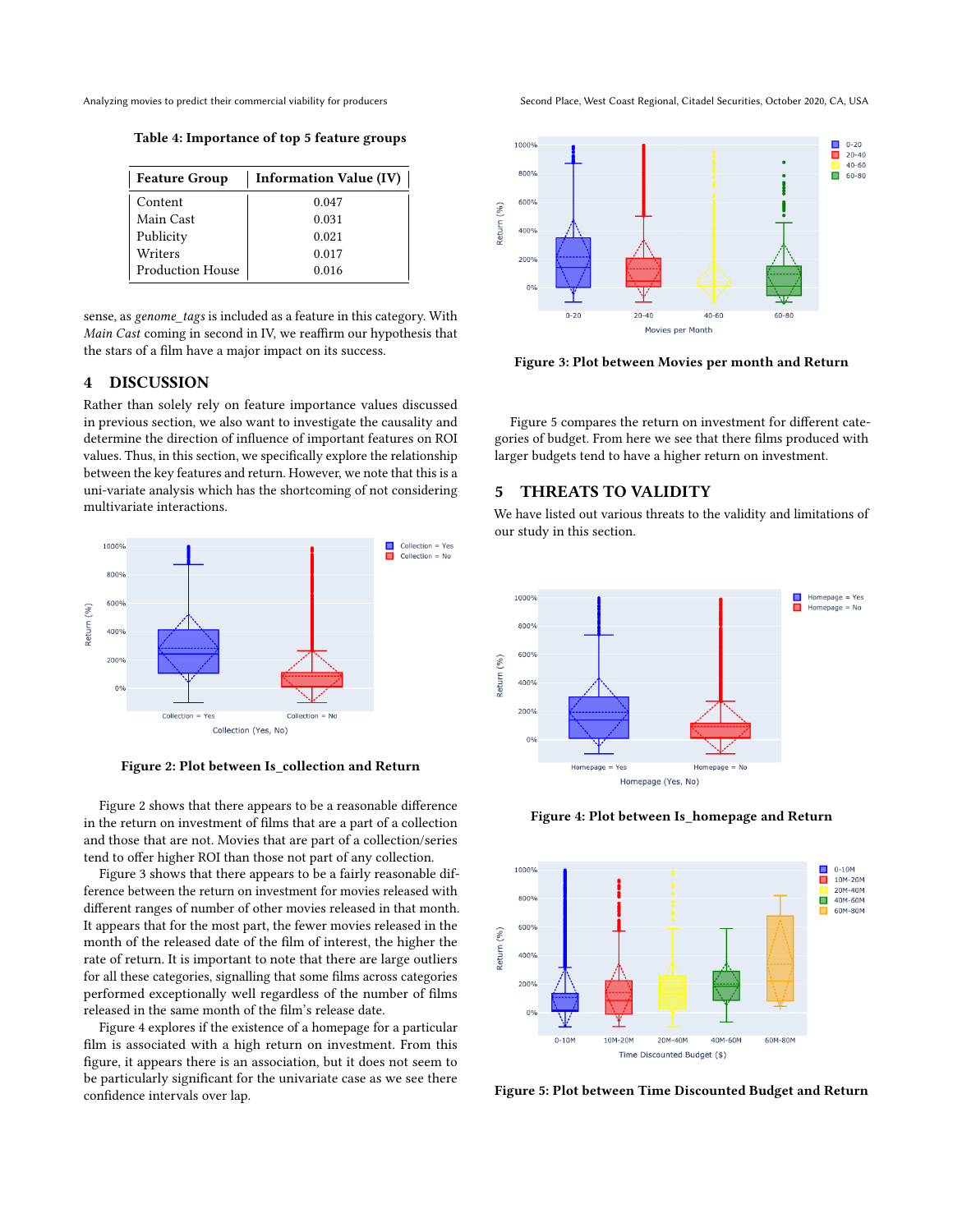Table 4: Importance of top 5 feature groups

| Feature Group | Information Value (IV) |
|---|---|
| Content | 0.047 |
| Main Cast | 0.031 |
| Publicity | 0.021 |
| Writers | 0.017 |
| Production House | 0.016 |

sense, as *genome_tags* is included as a feature in this category. With *Main Cast* coming in second in IV, we reaffirm our hypothesis that the stars of a film have a major impact on its success.

## 4 DISCUSSION

Rather than solely rely on feature importance values discussed in previous section, we also want to investigate the causality and determine the direction of influence of important features on ROI values. Thus, in this section, we specifically explore the relationship between the key features and return. However, we note that this is a uni-variate analysis which has the shortcoming of not considering multivariate interactions.

**Figure 2: Plot between Is_collection and Return**

Figure 2 shows that there appears to be a reasonable difference in the return on investment of films that are a part of a collection and those that are not. Movies that are part of a collection/series tend to offer higher ROI than those not part of any collection.

Figure 3 shows that there appears to be a fairly reasonable difference between the return on investment for movies released with different ranges of number of other movies released in that month. It appears that for the most part, the fewer movies released in the month of the released date of the film of interest, the higher the rate of return. It is important to note that there are large outliers for all these categories, signalling that some films across categories performed exceptionally well regardless of the number of films released in the same month of the film's release date.

Figure 4 explores if the existence of a homepage for a particular film is associated with a high return on investment. From this figure, it appears there is an association, but it does not seem to be particularly significant for the univariate case as we see there confidence intervals over lap.

**Figure 3: Plot between Movies per month and Return**

Figure 5 compares the return on investment for different categories of budget. From here we see that there films produced with larger budgets tend to have a higher return on investment.

## 5 THREATS TO VALIDITY

We have listed out various threats to the validity and limitations of our study in this section.

**Figure 4: Plot between Is_homepage and Return**

**Figure 5: Plot between Time Discounted Budget and Return**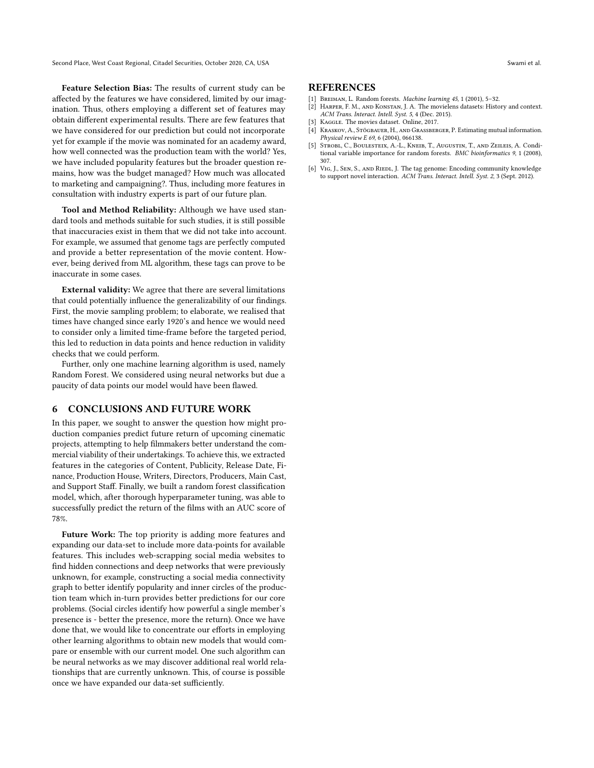**Feature Selection Bias:** The results of current study can be affected by the features we have considered, limited by our imagination. Thus, others employing a different set of features may obtain different experimental results. There are few features that we have considered for our prediction but could not incorporate yet for example if the movie was nominated for an academy award, how well connected was the production team with the world? Yes, we have included popularity features but the broader question remains, how was the budget managed? How much was allocated to marketing and campaigning?. Thus, including more features in consultation with industry experts is part of our future plan.

**Tool and Method Reliability:** Although we have used standard tools and methods suitable for such studies, it is still possible that inaccuracies exist in them that we did not take into account. For example, we assumed that genome tags are perfectly computed and provide a better representation of the movie content. However, being derived from ML algorithm, these tags can prove to be inaccurate in some cases.

**External validity:** We agree that there are several limitations that could potentially influence the generalizability of our findings. First, the movie sampling problem; to elaborate, we realised that times have changed since early 1920's and hence we would need to consider only a limited time-frame before the targeted period, this led to reduction in data points and hence reduction in validity checks that we could perform.

Further, only one machine learning algorithm is used, namely Random Forest. We considered using neural networks but due a paucity of data points our model would have been flawed.

## 6 CONCLUSIONS AND FUTURE WORK

In this paper, we sought to answer the question how might production companies predict future return of upcoming cinematic projects, attempting to help filmmakers better understand the commercial viability of their undertakings. To achieve this, we extracted features in the categories of Content, Publicity, Release Date, Finance, Production House, Writers, Directors, Producers, Main Cast, and Support Staff. Finally, we built a random forest classification model, which, after thorough hyperparameter tuning, was able to successfully predict the return of the films with an AUC score of 78%.

**Future Work:** The top priority is adding more features and expanding our data-set to include more data-points for available features. This includes web-scrapping social media websites to find hidden connections and deep networks that were previously unknown, for example, constructing a social media connectivity graph to better identify popularity and inner circles of the production team which in-turn provides better predictions for our core problems. (Social circles identify how powerful a single member's presence is - better the presence, more the return). Once we have done that, we would like to concentrate our efforts in employing other learning algorithms to obtain new models that would compare or ensemble with our current model. One such algorithm can be neural networks as we may discover additional real world relationships that are currently unknown. This, of course is possible once we have expanded our data-set sufficiently.

## REFERENCES

[1] Breiman, L. Random forests. *Machine learning 45*, 1 (2001), 5–32.

[2] Harper, F. M., and Konstan, J. A. The movielens datasets: History and context. *ACM Trans. Interact. Intell. Syst. 5*, 4 (Dec. 2015).

[3] Kaggle. The movies dataset. Online, 2017.

[4] Kraskov, A., Stögbauer, H., and Grassberger, P. Estimating mutual information. *Physical review E 69*, 6 (2004), 066138.

[5] Strobl, C., Boulesteix, A.-L., Kneib, T., Augustin, T., and Zeileis, A. Conditional variable importance for random forests. *BMC bioinformatics 9*, 1 (2008), 307.

[6] Vig, J., Sen, S., and Riedl, J. The tag genome: Encoding community knowledge to support novel interaction. *ACM Trans. Interact. Intell. Syst. 2*, 3 (Sept. 2012).